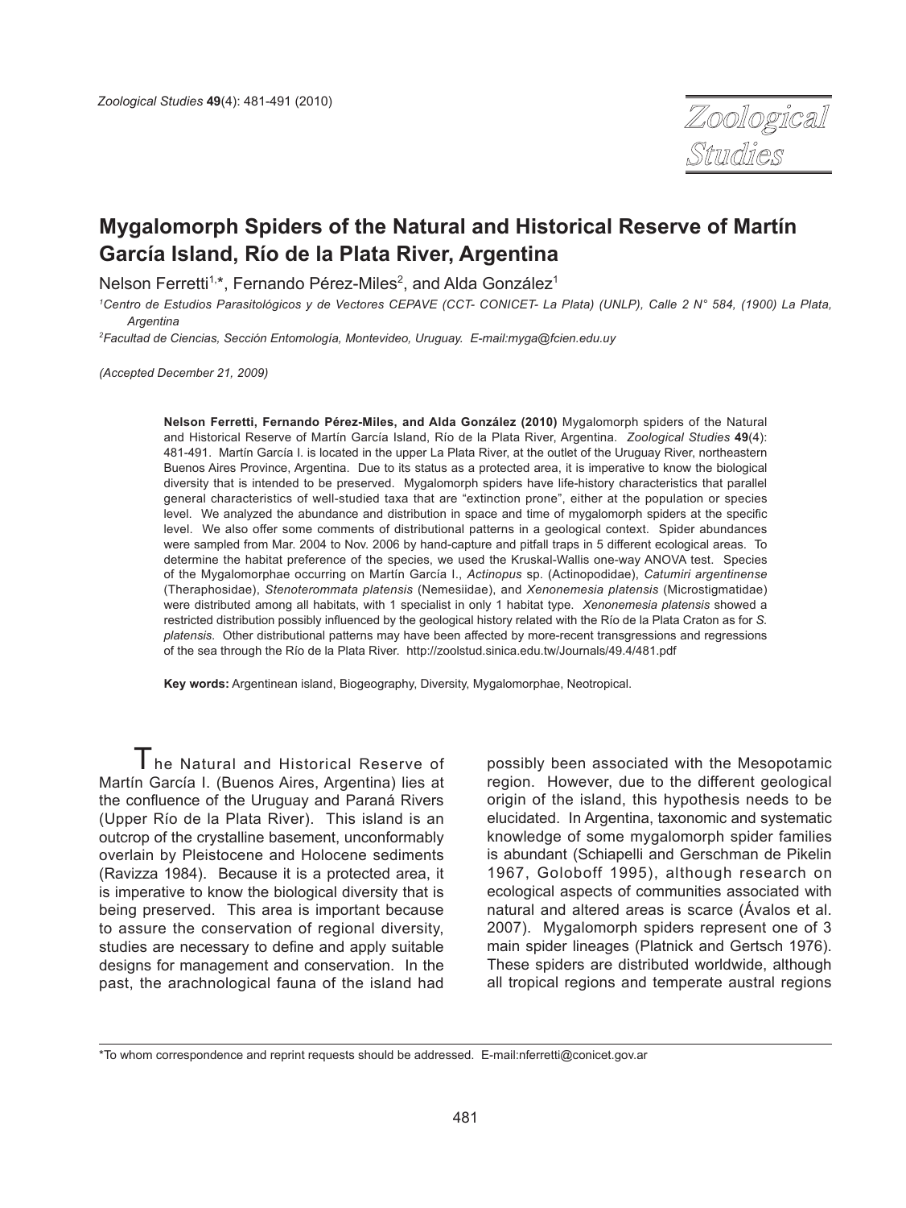# Mygalomorph Spiders of the Natural and Historical Reserve of Martín García Island, Río de la Plata River, Argentina

Nelson Ferretti[1,*], Fernando Pérez-Miles[2], and Alda González[1]

[1]Centro de Estudios Parasitológicos y de Vectores CEPAVE (CCT- CONICET- La Plata) (UNLP), Calle 2 N° 584, (1900) La Plata, Argentina

[2]Facultad de Ciencias, Sección Entomología, Montevideo, Uruguay. E-mail:myga@fcien.edu.uy

*(Accepted December 21, 2009)*

**Nelson Ferretti, Fernando Pérez-Miles, and Alda González (2010)** Mygalomorph spiders of the Natural and Historical Reserve of Martín García Island, Río de la Plata River, Argentina. *Zoological Studies* **49**(4): 481-491. Martín García I. is located in the upper La Plata River, at the outlet of the Uruguay River, northeastern Buenos Aires Province, Argentina. Due to its status as a protected area, it is imperative to know the biological diversity that is intended to be preserved. Mygalomorph spiders have life-history characteristics that parallel general characteristics of well-studied taxa that are "extinction prone", either at the population or species level. We analyzed the abundance and distribution in space and time of mygalomorph spiders at the specific level. We also offer some comments of distributional patterns in a geological context. Spider abundances were sampled from Mar. 2004 to Nov. 2006 by hand-capture and pitfall traps in 5 different ecological areas. To determine the habitat preference of the species, we used the Kruskal-Wallis one-way ANOVA test. Species of the Mygalomorphae occurring on Martín García I., *Actinopus* sp. (Actinopodidae), *Catumiri argentinense* (Theraphosidae), *Stenoterommata platensis* (Nemesiidae), and *Xenonemesia platensis* (Microstigmatidae) were distributed among all habitats, with 1 specialist in only 1 habitat type. *Xenonemesia platensis* showed a restricted distribution possibly influenced by the geological history related with the Río de la Plata Craton as for *S. platensis.* Other distributional patterns may have been affected by more-recent transgressions and regressions of the sea through the Río de la Plata River. http://zoolstud.sinica.edu.tw/Journals/49.4/481.pdf

**Key words:** Argentinean island, Biogeography, Diversity, Mygalomorphae, Neotropical.

The Natural and Historical Reserve of Martín García I. (Buenos Aires, Argentina) lies at the confluence of the Uruguay and Paraná Rivers (Upper Río de la Plata River). This island is an outcrop of the crystalline basement, unconformably overlain by Pleistocene and Holocene sediments (Ravizza 1984). Because it is a protected area, it is imperative to know the biological diversity that is being preserved. This area is important because to assure the conservation of regional diversity, studies are necessary to define and apply suitable designs for management and conservation. In the past, the arachnological fauna of the island had possibly been associated with the Mesopotamic region. However, due to the different geological origin of the island, this hypothesis needs to be elucidated. In Argentina, taxonomic and systematic knowledge of some mygalomorph spider families is abundant (Schiapelli and Gerschman de Pikelin 1967, Goloboff 1995), although research on ecological aspects of communities associated with natural and altered areas is scarce (Ávalos et al. 2007). Mygalomorph spiders represent one of 3 main spider lineages (Platnick and Gertsch 1976). These spiders are distributed worldwide, although all tropical regions and temperate austral regions

*To whom correspondence and reprint requests should be addressed. E-mail:nferretti@conicet.gov.ar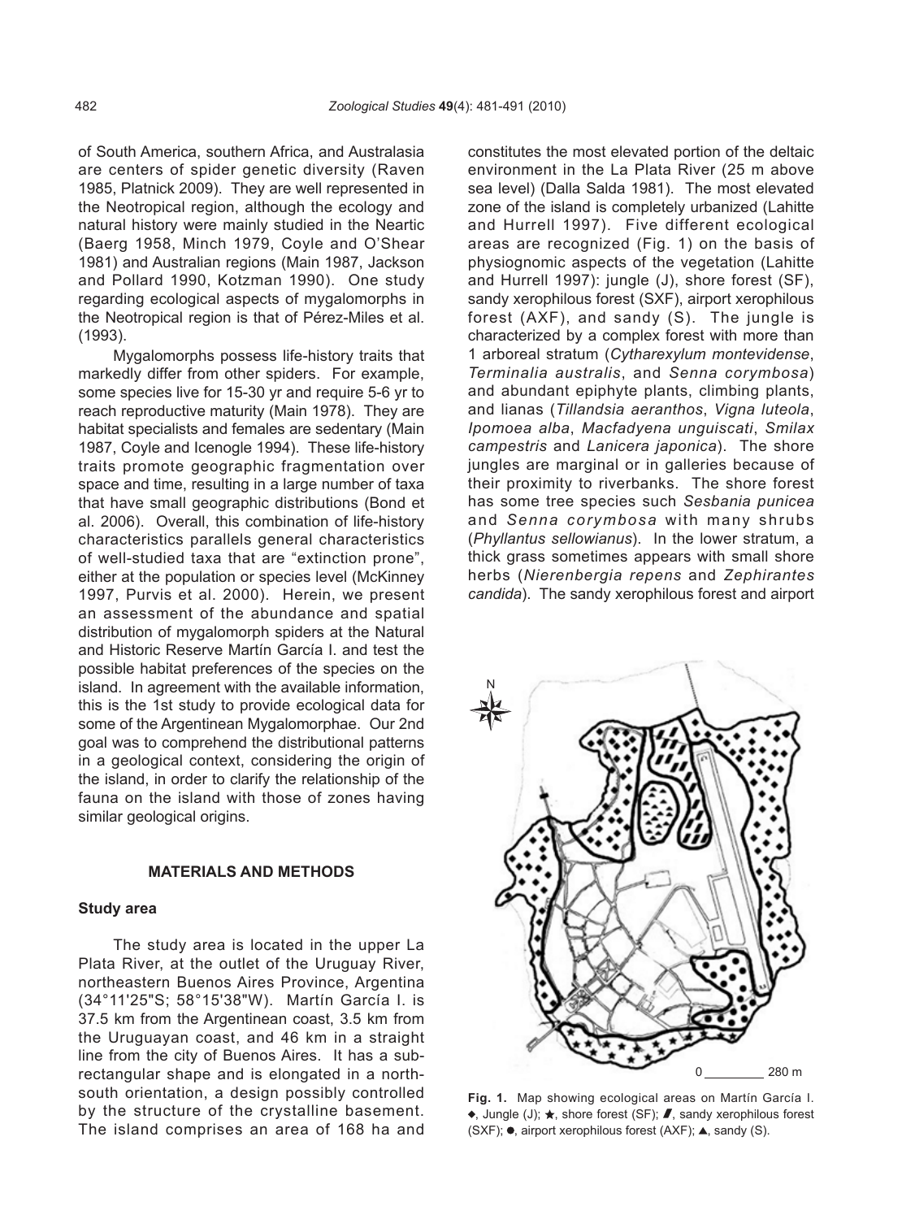of South America, southern Africa, and Australasia are centers of spider genetic diversity (Raven 1985, Platnick 2009). They are well represented in the Neotropical region, although the ecology and natural history were mainly studied in the Neartic (Baerg 1958, Minch 1979, Coyle and O'Shear 1981) and Australian regions (Main 1987, Jackson and Pollard 1990, Kotzman 1990). One study regarding ecological aspects of mygalomorphs in the Neotropical region is that of Pérez-Miles et al. (1993).

Mygalomorphs possess life-history traits that markedly differ from other spiders. For example, some species live for 15-30 yr and require 5-6 yr to reach reproductive maturity (Main 1978). They are habitat specialists and females are sedentary (Main 1987, Coyle and Icenogle 1994). These life-history traits promote geographic fragmentation over space and time, resulting in a large number of taxa that have small geographic distributions (Bond et al. 2006). Overall, this combination of life-history characteristics parallels general characteristics of well-studied taxa that are "extinction prone", either at the population or species level (McKinney 1997, Purvis et al. 2000). Herein, we present an assessment of the abundance and spatial distribution of mygalomorph spiders at the Natural and Historic Reserve Martín García I. and test the possible habitat preferences of the species on the island. In agreement with the available information, this is the 1st study to provide ecological data for some of the Argentinean Mygalomorphae. Our 2nd goal was to comprehend the distributional patterns in a geological context, considering the origin of the island, in order to clarify the relationship of the fauna on the island with those of zones having similar geological origins.

## MATERIALS AND METHODS

### Study area

The study area is located in the upper La Plata River, at the outlet of the Uruguay River, northeastern Buenos Aires Province, Argentina (34°11'25"S; 58°15'38"W). Martín García I. is 37.5 km from the Argentinean coast, 3.5 km from the Uruguayan coast, and 46 km in a straight line from the city of Buenos Aires. It has a sub-rectangular shape and is elongated in a north-south orientation, a design possibly controlled by the structure of the crystalline basement. The island comprises an area of 168 ha and constitutes the most elevated portion of the deltaic environment in the La Plata River (25 m above sea level) (Dalla Salda 1981). The most elevated zone of the island is completely urbanized (Lahitte and Hurrell 1997). Five different ecological areas are recognized (Fig. 1) on the basis of physiognomic aspects of the vegetation (Lahitte and Hurrell 1997): jungle (J), shore forest (SF), sandy xerophilous forest (SXF), airport xerophilous forest (AXF), and sandy (S). The jungle is characterized by a complex forest with more than 1 arboreal stratum (*Cytharexylum montevidense*, *Terminalia australis*, and *Senna corymbosa*) and abundant epiphyte plants, climbing plants, and lianas (*Tillandsia aeranthos*, *Vigna luteola*, *Ipomoea alba*, *Macfadyena unguiscati*, *Smilax campestris* and *Lanicera japonica*). The shore jungles are marginal or in galleries because of their proximity to riverbanks. The shore forest has some tree species such *Sesbania punicea* and *Senna corymbosa* with many shrubs (*Phyllantus sellowianus*). In the lower stratum, a thick grass sometimes appears with small shore herbs (*Nierenbergia repens* and *Zephirantes candida*). The sandy xerophilous forest and airport

**Fig. 1.** Map showing ecological areas on Martín García I. ◆, Jungle (J); ★, shore forest (SF); ▰, sandy xerophilous forest (SXF); ●, airport xerophilous forest (AXF); ▲, sandy (S).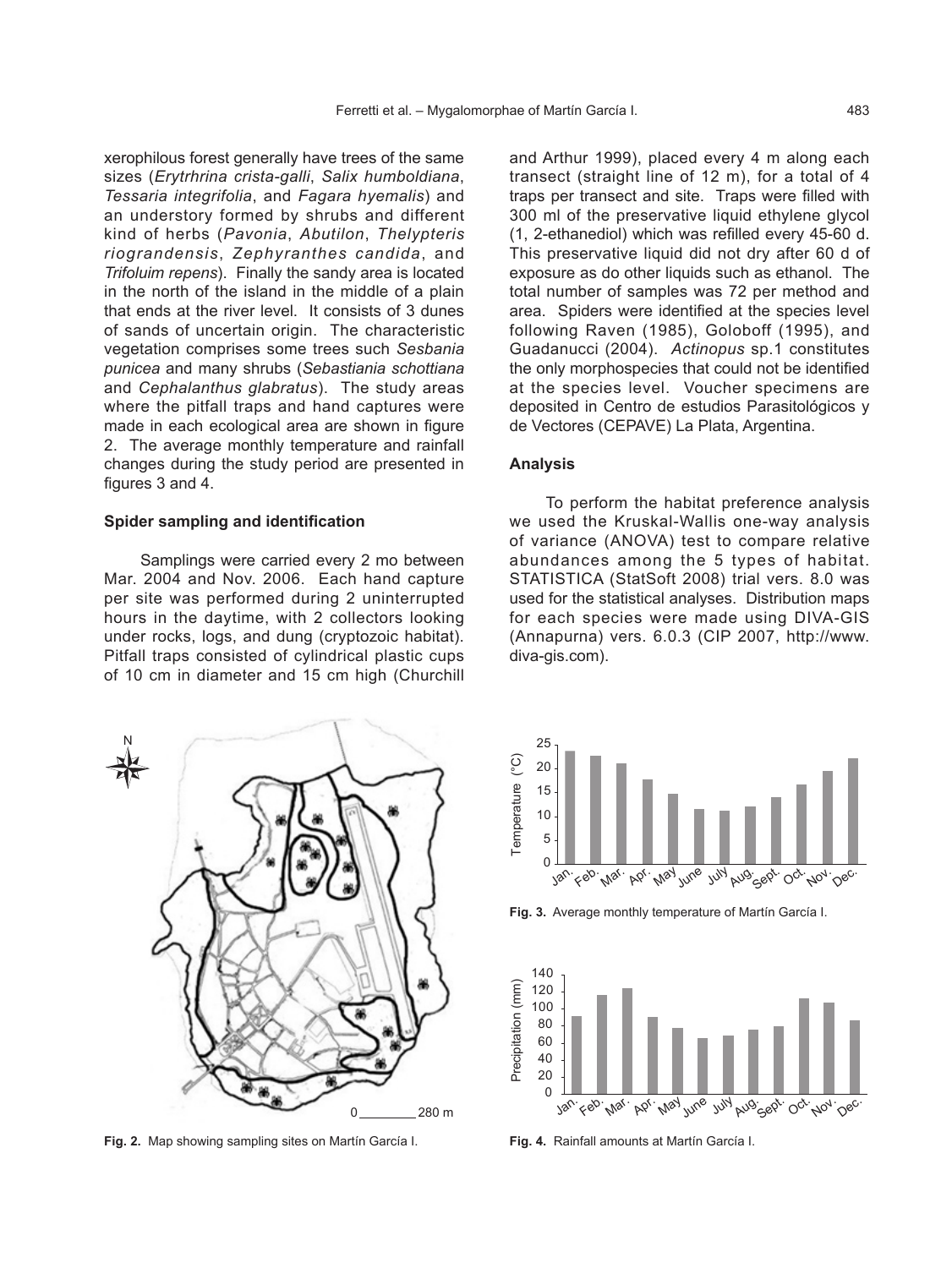xerophilous forest generally have trees of the same sizes (*Erytrhrina crista-galli*, *Salix humboldiana*, *Tessaria integrifolia*, and *Fagara hyemalis*) and an understory formed by shrubs and different kind of herbs (*Pavonia*, *Abutilon*, *Thelypteris riograndensis*, *Zephyranthes candida*, and *Trifoluim repens*). Finally the sandy area is located in the north of the island in the middle of a plain that ends at the river level. It consists of 3 dunes of sands of uncertain origin. The characteristic vegetation comprises some trees such *Sesbania punicea* and many shrubs (*Sebastiania schottiana* and *Cephalanthus glabratus*). The study areas where the pitfall traps and hand captures were made in each ecological area are shown in figure 2. The average monthly temperature and rainfall changes during the study period are presented in figures 3 and 4.

### Spider sampling and identification

Samplings were carried every 2 mo between Mar. 2004 and Nov. 2006. Each hand capture per site was performed during 2 uninterrupted hours in the daytime, with 2 collectors looking under rocks, logs, and dung (cryptozoic habitat). Pitfall traps consisted of cylindrical plastic cups of 10 cm in diameter and 15 cm high (Churchill and Arthur 1999), placed every 4 m along each transect (straight line of 12 m), for a total of 4 traps per transect and site. Traps were filled with 300 ml of the preservative liquid ethylene glycol (1, 2-ethanediol) which was refilled every 45-60 d. This preservative liquid did not dry after 60 d of exposure as do other liquids such as ethanol. The total number of samples was 72 per method and area. Spiders were identified at the species level following Raven (1985), Goloboff (1995), and Guadanucci (2004). *Actinopus* sp.1 constitutes the only morphospecies that could not be identified at the species level. Voucher specimens are deposited in Centro de estudios Parasitológicos y de Vectores (CEPAVE) La Plata, Argentina.

### Analysis

To perform the habitat preference analysis we used the Kruskal-Wallis one-way analysis of variance (ANOVA) test to compare relative abundances among the 5 types of habitat. STATISTICA (StatSoft 2008) trial vers. 8.0 was used for the statistical analyses. Distribution maps for each species were made using DIVA-GIS (Annapurna) vers. 6.0.3 (CIP 2007, http://www.diva-gis.com).

**Fig. 2.** Map showing sampling sites on Martín García I.

**Fig. 3.** Average monthly temperature of Martín García I.

**Fig. 4.** Rainfall amounts at Martín García I.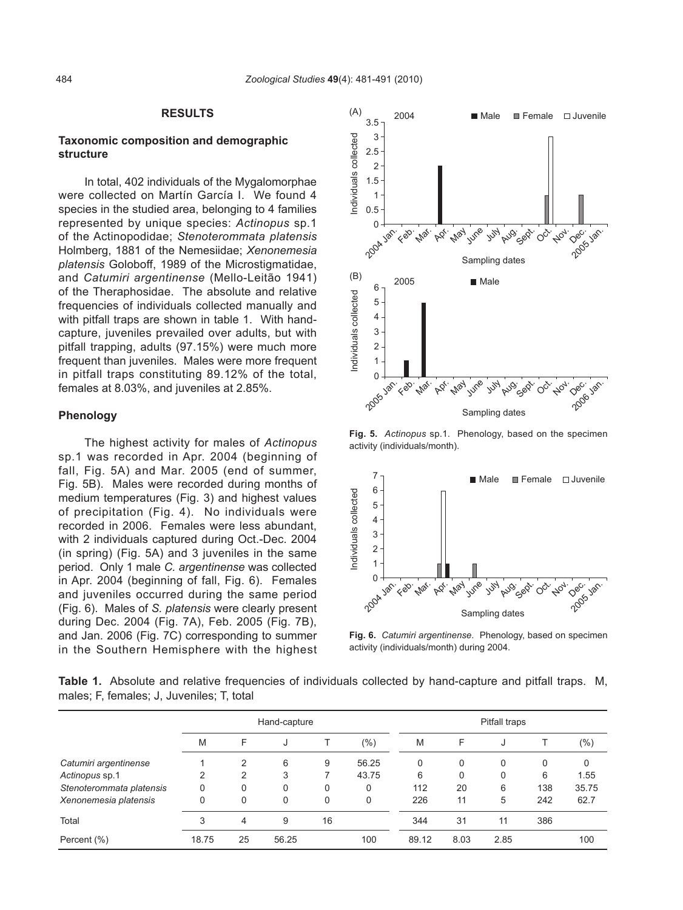## RESULTS

### Taxonomic composition and demographic structure

In total, 402 individuals of the Mygalomorphae were collected on Martín García I. We found 4 species in the studied area, belonging to 4 families represented by unique species: *Actinopus* sp.1 of the Actinopodidae; *Stenoterommata platensis* Holmberg, 1881 of the Nemesiidae; *Xenonemesia platensis* Goloboff, 1989 of the Microstigmatidae, and *Catumiri argentinense* (Mello-Leitão 1941) of the Theraphosidae. The absolute and relative frequencies of individuals collected manually and with pitfall traps are shown in table 1. With hand-capture, juveniles prevailed over adults, but with pitfall trapping, adults (97.15%) were much more frequent than juveniles. Males were more frequent in pitfall traps constituting 89.12% of the total, females at 8.03%, and juveniles at 2.85%.

### Phenology

The highest activity for males of *Actinopus* sp.1 was recorded in Apr. 2004 (beginning of fall, Fig. 5A) and Mar. 2005 (end of summer, Fig. 5B). Males were recorded during months of medium temperatures (Fig. 3) and highest values of precipitation (Fig. 4). No individuals were recorded in 2006. Females were less abundant, with 2 individuals captured during Oct.-Dec. 2004 (in spring) (Fig. 5A) and 3 juveniles in the same period. Only 1 male *C. argentinense* was collected in Apr. 2004 (beginning of fall, Fig. 6). Females and juveniles occurred during the same period (Fig. 6). Males of *S. platensis* were clearly present during Dec. 2004 (Fig. 7A), Feb. 2005 (Fig. 7B), and Jan. 2006 (Fig. 7C) corresponding to summer in the Southern Hemisphere with the highest

**Fig. 5.** *Actinopus* sp.1. Phenology, based on the specimen activity (individuals/month).

**Fig. 6.** *Catumiri argentinense*. Phenology, based on specimen activity (individuals/month) during 2004.

**Table 1.** Absolute and relative frequencies of individuals collected by hand-capture and pitfall traps. M, males; F, females; J, Juveniles; T, total

| | Hand-capture | | | | | Pitfall traps | | | | |
|---|---|---|---|---|---|---|---|---|---|---|
| | M | F | J | T | (%) | M | F | J | T | (%) |
| *Catumiri argentinense* | 1 | 2 | 6 | 9 | 56.25 | 0 | 0 | 0 | 0 | 0 |
| *Actinopus* sp.1 | 2 | 2 | 3 | 7 | 43.75 | 6 | 0 | 0 | 6 | 1.55 |
| *Stenoterommata platensis* | 0 | 0 | 0 | 0 | 0 | 112 | 20 | 6 | 138 | 35.75 |
| *Xenonemesia platensis* | 0 | 0 | 0 | 0 | 0 | 226 | 11 | 5 | 242 | 62.7 |
| Total | 3 | 4 | 9 | 16 | | 344 | 31 | 11 | 386 | |
| Percent (%) | 18.75 | 25 | 56.25 | | 100 | 89.12 | 8.03 | 2.85 | | 100 |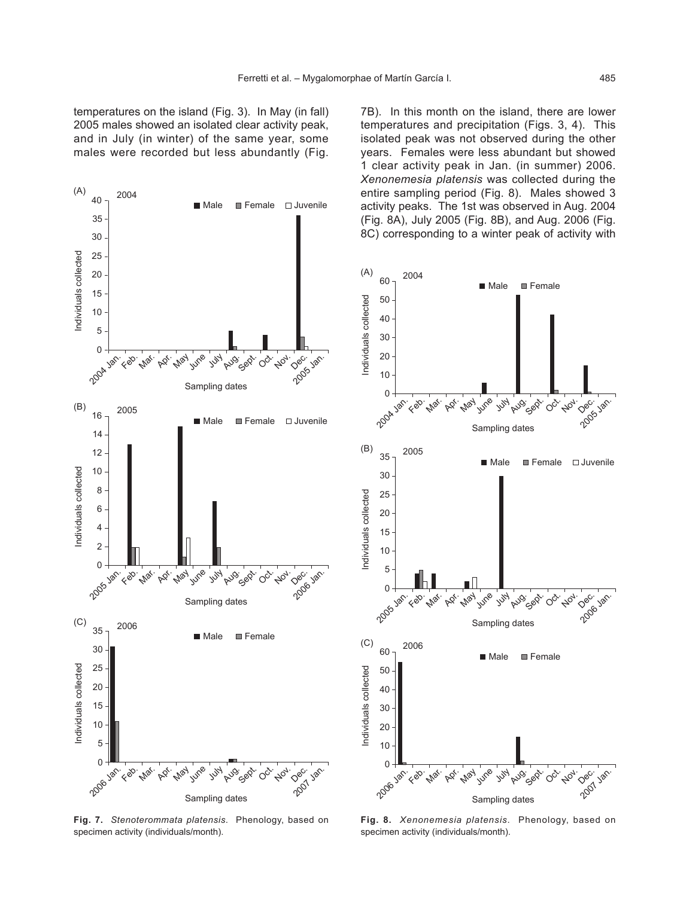temperatures on the island (Fig. 3). In May (in fall) 2005 males showed an isolated clear activity peak, and in July (in winter) of the same year, some males were recorded but less abundantly (Fig. 7B). In this month on the island, there are lower temperatures and precipitation (Figs. 3, 4). This isolated peak was not observed during the other years. Females were less abundant but showed 1 clear activity peak in Jan. (in summer) 2006. *Xenonemesia platensis* was collected during the entire sampling period (Fig. 8). Males showed 3 activity peaks. The 1st was observed in Aug. 2004 (Fig. 8A), July 2005 (Fig. 8B), and Aug. 2006 (Fig. 8C) corresponding to a winter peak of activity with

**Fig. 7.** *Stenoterommata platensis*. Phenology, based on specimen activity (individuals/month).

**Fig. 8.** *Xenonemesia platensis*. Phenology, based on specimen activity (individuals/month).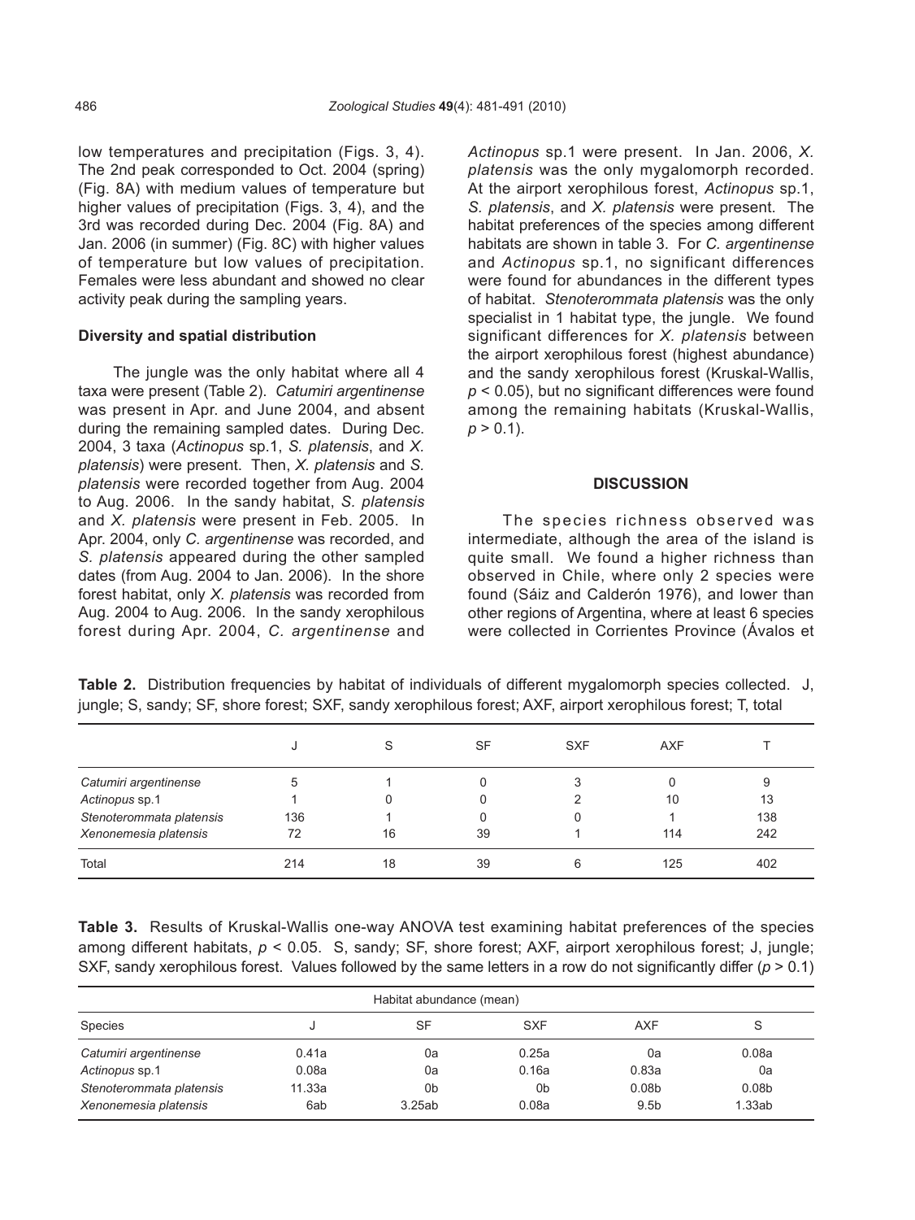low temperatures and precipitation (Figs. 3, 4). The 2nd peak corresponded to Oct. 2004 (spring) (Fig. 8A) with medium values of temperature but higher values of precipitation (Figs. 3, 4), and the 3rd was recorded during Dec. 2004 (Fig. 8A) and Jan. 2006 (in summer) (Fig. 8C) with higher values of temperature but low values of precipitation. Females were less abundant and showed no clear activity peak during the sampling years.

### Diversity and spatial distribution

The jungle was the only habitat where all 4 taxa were present (Table 2). *Catumiri argentinense* was present in Apr. and June 2004, and absent during the remaining sampled dates. During Dec. 2004, 3 taxa (*Actinopus* sp.1, *S. platensis*, and *X. platensis*) were present. Then, *X. platensis* and *S. platensis* were recorded together from Aug. 2004 to Aug. 2006. In the sandy habitat, *S. platensis* and *X. platensis* were present in Feb. 2005. In Apr. 2004, only *C. argentinense* was recorded, and *S. platensis* appeared during the other sampled dates (from Aug. 2004 to Jan. 2006). In the shore forest habitat, only *X. platensis* was recorded from Aug. 2004 to Aug. 2006. In the sandy xerophilous forest during Apr. 2004, *C. argentinense* and *Actinopus* sp.1 were present. In Jan. 2006, *X. platensis* was the only mygalomorph recorded. At the airport xerophilous forest, *Actinopus* sp.1, *S. platensis*, and *X. platensis* were present. The habitat preferences of the species among different habitats are shown in table 3. For *C. argentinense* and *Actinopus* sp.1, no significant differences were found for abundances in the different types of habitat. *Stenoterommata platensis* was the only specialist in 1 habitat type, the jungle. We found significant differences for *X. platensis* between the airport xerophilous forest (highest abundance) and the sandy xerophilous forest (Kruskal-Wallis, $p < 0.05$), but no significant differences were found among the remaining habitats (Kruskal-Wallis, $p > 0.1$).

## DISCUSSION

The species richness observed was intermediate, although the area of the island is quite small. We found a higher richness than observed in Chile, where only 2 species were found (Sáiz and Calderón 1976), and lower than other regions of Argentina, where at least 6 species were collected in Corrientes Province (Ávalos et

**Table 2.** Distribution frequencies by habitat of individuals of different mygalomorph species collected. J, jungle; S, sandy; SF, shore forest; SXF, sandy xerophilous forest; AXF, airport xerophilous forest; T, total

| | J | S | SF | SXF | AXF | T |
|---|---|---|---|---|---|---|
| *Catumiri argentinense* | 5 | 1 | 0 | 3 | 0 | 9 |
| *Actinopus* sp.1 | 1 | 0 | 0 | 2 | 10 | 13 |
| *Stenoterommata platensis* | 136 | 1 | 0 | 0 | 1 | 138 |
| *Xenonemesia platensis* | 72 | 16 | 39 | 1 | 114 | 242 |
| Total | 214 | 18 | 39 | 6 | 125 | 402 |

**Table 3.** Results of Kruskal-Wallis one-way ANOVA test examining habitat preferences of the species among different habitats, $p < 0.05$. S, sandy; SF, shore forest; AXF, airport xerophilous forest; J, jungle; SXF, sandy xerophilous forest. Values followed by the same letters in a row do not significantly differ ($p > 0.1$)

| | Habitat abundance (mean) | | | | |
|---|---|---|---|---|---|
| Species | J | SF | SXF | AXF | S |
| *Catumiri argentinense* | 0.41a | 0a | 0.25a | 0a | 0.08a |
| *Actinopus* sp.1 | 0.08a | 0a | 0.16a | 0.83a | 0a |
| *Stenoterommata platensis* | 11.33a | 0b | 0b | 0.08b | 0.08b |
| *Xenonemesia platensis* | 6ab | 3.25ab | 0.08a | 9.5b | 1.33ab |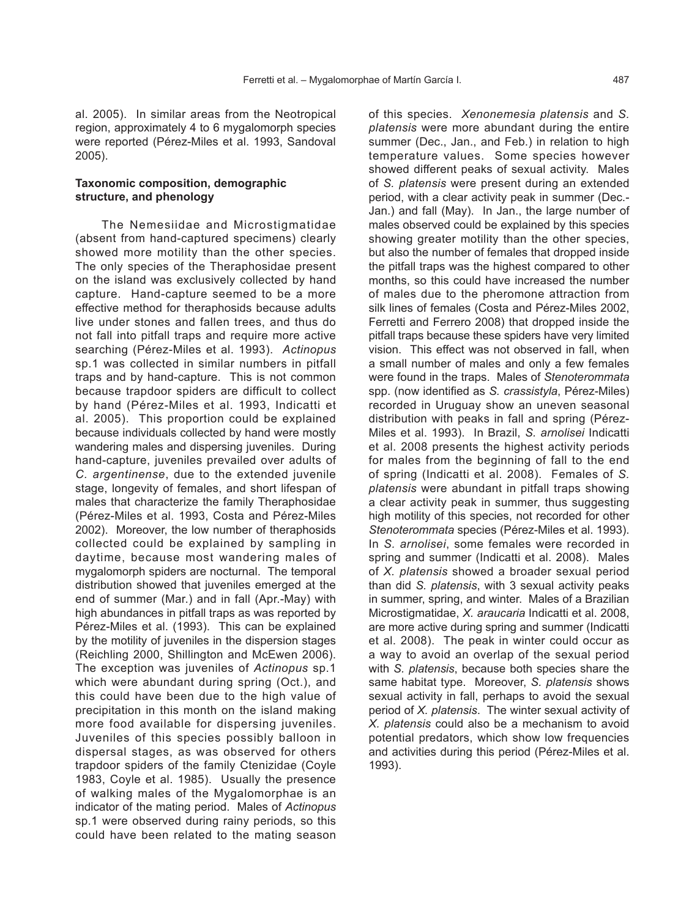al. 2005). In similar areas from the Neotropical region, approximately 4 to 6 mygalomorph species were reported (Pérez-Miles et al. 1993, Sandoval 2005).

### Taxonomic composition, demographic structure, and phenology

The Nemesiidae and Microstigmatidae (absent from hand-captured specimens) clearly showed more motility than the other species. The only species of the Theraphosidae present on the island was exclusively collected by hand capture. Hand-capture seemed to be a more effective method for theraphosids because adults live under stones and fallen trees, and thus do not fall into pitfall traps and require more active searching (Pérez-Miles et al. 1993). *Actinopus* sp.1 was collected in similar numbers in pitfall traps and by hand-capture. This is not common because trapdoor spiders are difficult to collect by hand (Pérez-Miles et al. 1993, Indicatti et al. 2005). This proportion could be explained because individuals collected by hand were mostly wandering males and dispersing juveniles. During hand-capture, juveniles prevailed over adults of *C. argentinense*, due to the extended juvenile stage, longevity of females, and short lifespan of males that characterize the family Theraphosidae (Pérez-Miles et al. 1993, Costa and Pérez-Miles 2002). Moreover, the low number of theraphosids collected could be explained by sampling in daytime, because most wandering males of mygalomorph spiders are nocturnal. The temporal distribution showed that juveniles emerged at the end of summer (Mar.) and in fall (Apr.-May) with high abundances in pitfall traps as was reported by Pérez-Miles et al. (1993). This can be explained by the motility of juveniles in the dispersion stages (Reichling 2000, Shillington and McEwen 2006). The exception was juveniles of *Actinopus* sp.1 which were abundant during spring (Oct.), and this could have been due to the high value of precipitation in this month on the island making more food available for dispersing juveniles. Juveniles of this species possibly balloon in dispersal stages, as was observed for others trapdoor spiders of the family Ctenizidae (Coyle 1983, Coyle et al. 1985). Usually the presence of walking males of the Mygalomorphae is an indicator of the mating period. Males of *Actinopus* sp.1 were observed during rainy periods, so this could have been related to the mating season of this species. *Xenonemesia platensis* and *S. platensis* were more abundant during the entire summer (Dec., Jan., and Feb.) in relation to high temperature values. Some species however showed different peaks of sexual activity. Males of *S. platensis* were present during an extended period, with a clear activity peak in summer (Dec.-Jan.) and fall (May). In Jan., the large number of males observed could be explained by this species showing greater motility than the other species, but also the number of females that dropped inside the pitfall traps was the highest compared to other months, so this could have increased the number of males due to the pheromone attraction from silk lines of females (Costa and Pérez-Miles 2002, Ferretti and Ferrero 2008) that dropped inside the pitfall traps because these spiders have very limited vision. This effect was not observed in fall, when a small number of males and only a few females were found in the traps. Males of *Stenoterommata* spp. (now identified as *S. crassistyla*, Pérez-Miles) recorded in Uruguay show an uneven seasonal distribution with peaks in fall and spring (Pérez-Miles et al. 1993). In Brazil, *S. arnolisei* Indicatti et al. 2008 presents the highest activity periods for males from the beginning of fall to the end of spring (Indicatti et al. 2008). Females of *S. platensis* were abundant in pitfall traps showing a clear activity peak in summer, thus suggesting high motility of this species, not recorded for other *Stenoterommata* species (Pérez-Miles et al. 1993). In *S. arnolisei*, some females were recorded in spring and summer (Indicatti et al. 2008). Males of *X. platensis* showed a broader sexual period than did *S. platensis*, with 3 sexual activity peaks in summer, spring, and winter. Males of a Brazilian Microstigmatidae, *X. araucaria* Indicatti et al. 2008, are more active during spring and summer (Indicatti et al. 2008). The peak in winter could occur as a way to avoid an overlap of the sexual period with *S. platensis*, because both species share the same habitat type. Moreover, *S. platensis* shows sexual activity in fall, perhaps to avoid the sexual period of *X. platensis*. The winter sexual activity of *X. platensis* could also be a mechanism to avoid potential predators, which show low frequencies and activities during this period (Pérez-Miles et al. 1993).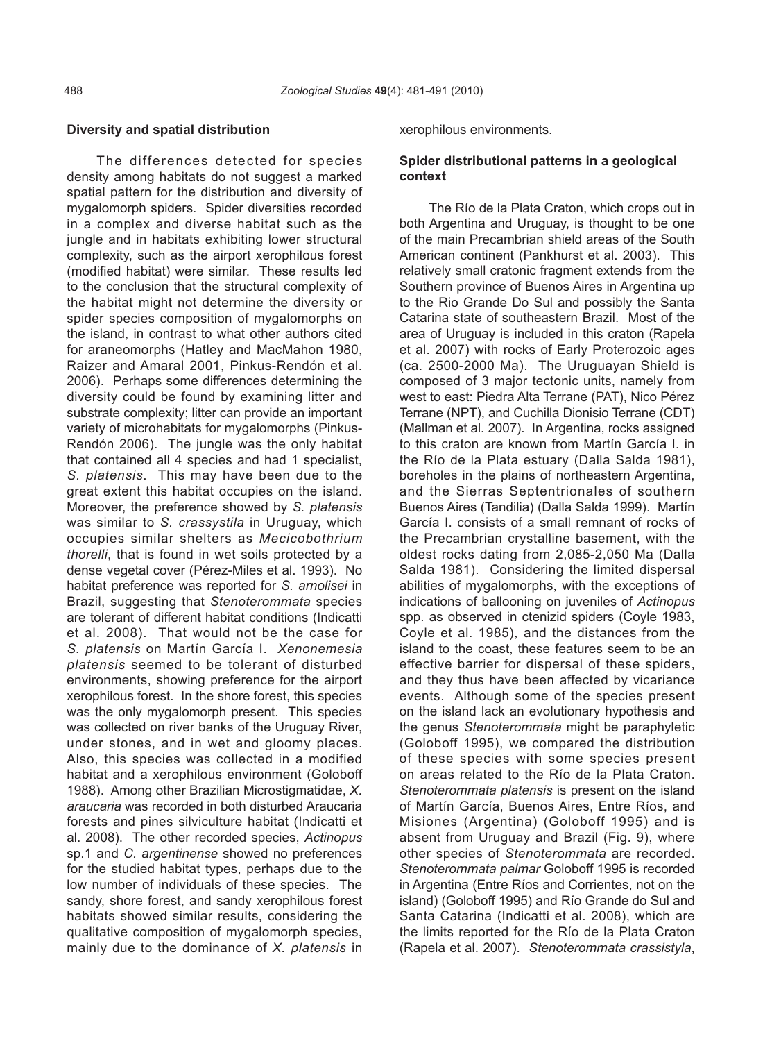**Diversity and spatial distribution**

The differences detected for species density among habitats do not suggest a marked spatial pattern for the distribution and diversity of mygalomorph spiders. Spider diversities recorded in a complex and diverse habitat such as the jungle and in habitats exhibiting lower structural complexity, such as the airport xerophilous forest (modified habitat) were similar. These results led to the conclusion that the structural complexity of the habitat might not determine the diversity or spider species composition of mygalomorphs on the island, in contrast to what other authors cited for araneomorphs (Hatley and MacMahon 1980, Raizer and Amaral 2001, Pinkus-Rendón et al. 2006). Perhaps some differences determining the diversity could be found by examining litter and substrate complexity; litter can provide an important variety of microhabitats for mygalomorphs (Pinkus-Rendón 2006). The jungle was the only habitat that contained all 4 species and had 1 specialist, *S. platensis*. This may have been due to the great extent this habitat occupies on the island. Moreover, the preference showed by *S. platensis* was similar to *S. crassystila* in Uruguay, which occupies similar shelters as *Mecicobothrium thorelli*, that is found in wet soils protected by a dense vegetal cover (Pérez-Miles et al. 1993). No habitat preference was reported for *S. arnolisei* in Brazil, suggesting that *Stenoterommata* species are tolerant of different habitat conditions (Indicatti et al. 2008). That would not be the case for *S. platensis* on Martín García I. *Xenonemesia platensis* seemed to be tolerant of disturbed environments, showing preference for the airport xerophilous forest. In the shore forest, this species was the only mygalomorph present. This species was collected on river banks of the Uruguay River, under stones, and in wet and gloomy places. Also, this species was collected in a modified habitat and a xerophilous environment (Goloboff 1988). Among other Brazilian Microstigmatidae, *X. araucaria* was recorded in both disturbed Araucaria forests and pines silviculture habitat (Indicatti et al. 2008). The other recorded species, *Actinopus* sp.1 and *C. argentinense* showed no preferences for the studied habitat types, perhaps due to the low number of individuals of these species. The sandy, shore forest, and sandy xerophilous forest habitats showed similar results, considering the qualitative composition of mygalomorph species, mainly due to the dominance of *X. platensis* in xerophilous environments.

**Spider distributional patterns in a geological context**

The Río de la Plata Craton, which crops out in both Argentina and Uruguay, is thought to be one of the main Precambrian shield areas of the South American continent (Pankhurst et al. 2003). This relatively small cratonic fragment extends from the Southern province of Buenos Aires in Argentina up to the Rio Grande Do Sul and possibly the Santa Catarina state of southeastern Brazil. Most of the area of Uruguay is included in this craton (Rapela et al. 2007) with rocks of Early Proterozoic ages (ca. 2500-2000 Ma). The Uruguayan Shield is composed of 3 major tectonic units, namely from west to east: Piedra Alta Terrane (PAT), Nico Pérez Terrane (NPT), and Cuchilla Dionisio Terrane (CDT) (Mallman et al. 2007). In Argentina, rocks assigned to this craton are known from Martín García I. in the Río de la Plata estuary (Dalla Salda 1981), boreholes in the plains of northeastern Argentina, and the Sierras Septentrionales of southern Buenos Aires (Tandilia) (Dalla Salda 1999). Martín García I. consists of a small remnant of rocks of the Precambrian crystalline basement, with the oldest rocks dating from 2,085-2,050 Ma (Dalla Salda 1981). Considering the limited dispersal abilities of mygalomorphs, with the exceptions of indications of ballooning on juveniles of *Actinopus* spp. as observed in ctenizid spiders (Coyle 1983, Coyle et al. 1985), and the distances from the island to the coast, these features seem to be an effective barrier for dispersal of these spiders, and they thus have been affected by vicariance events. Although some of the species present on the island lack an evolutionary hypothesis and the genus *Stenoterommata* might be paraphyletic (Goloboff 1995), we compared the distribution of these species with some species present on areas related to the Río de la Plata Craton. *Stenoterommata platensis* is present on the island of Martín García, Buenos Aires, Entre Ríos, and Misiones (Argentina) (Goloboff 1995) and is absent from Uruguay and Brazil (Fig. 9), where other species of *Stenoterommata* are recorded. *Stenoterommata palmar* Goloboff 1995 is recorded in Argentina (Entre Ríos and Corrientes, not on the island) (Goloboff 1995) and Río Grande do Sul and Santa Catarina (Indicatti et al. 2008), which are the limits reported for the Río de la Plata Craton (Rapela et al. 2007). *Stenoterommata crassistyla*,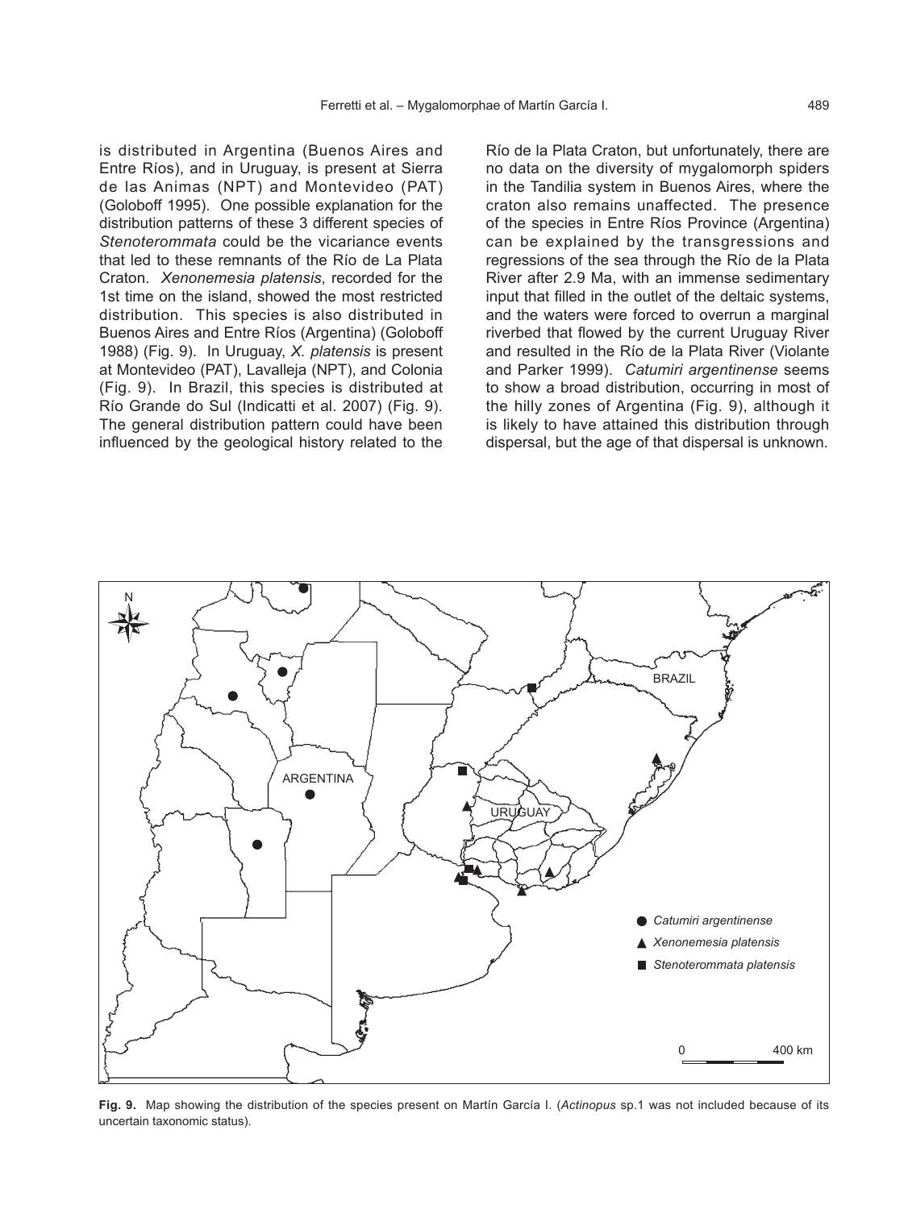is distributed in Argentina (Buenos Aires and Entre Ríos), and in Uruguay, is present at Sierra de las Animas (NPT) and Montevideo (PAT) (Goloboff 1995). One possible explanation for the distribution patterns of these 3 different species of *Stenoterommata* could be the vicariance events that led to these remnants of the Río de La Plata Craton. *Xenonemesia platensis*, recorded for the 1st time on the island, showed the most restricted distribution. This species is also distributed in Buenos Aires and Entre Ríos (Argentina) (Goloboff 1988) (Fig. 9). In Uruguay, *X. platensis* is present at Montevideo (PAT), Lavalleja (NPT), and Colonia (Fig. 9). In Brazil, this species is distributed at Río Grande do Sul (Indicatti et al. 2007) (Fig. 9). The general distribution pattern could have been influenced by the geological history related to the Río de la Plata Craton, but unfortunately, there are no data on the diversity of mygalomorph spiders in the Tandilia system in Buenos Aires, where the craton also remains unaffected. The presence of the species in Entre Ríos Province (Argentina) can be explained by the transgressions and regressions of the sea through the Río de la Plata River after 2.9 Ma, with an immense sedimentary input that filled in the outlet of the deltaic systems, and the waters were forced to overrun a marginal riverbed that flowed by the current Uruguay River and resulted in the Río de la Plata River (Violante and Parker 1999). *Catumiri argentinense* seems to show a broad distribution, occurring in most of the hilly zones of Argentina (Fig. 9), although it is likely to have attained this distribution through dispersal, but the age of that dispersal is unknown.

**Fig. 9.** Map showing the distribution of the species present on Martín García I. (*Actinopus* sp.1 was not included because of its uncertain taxonomic status).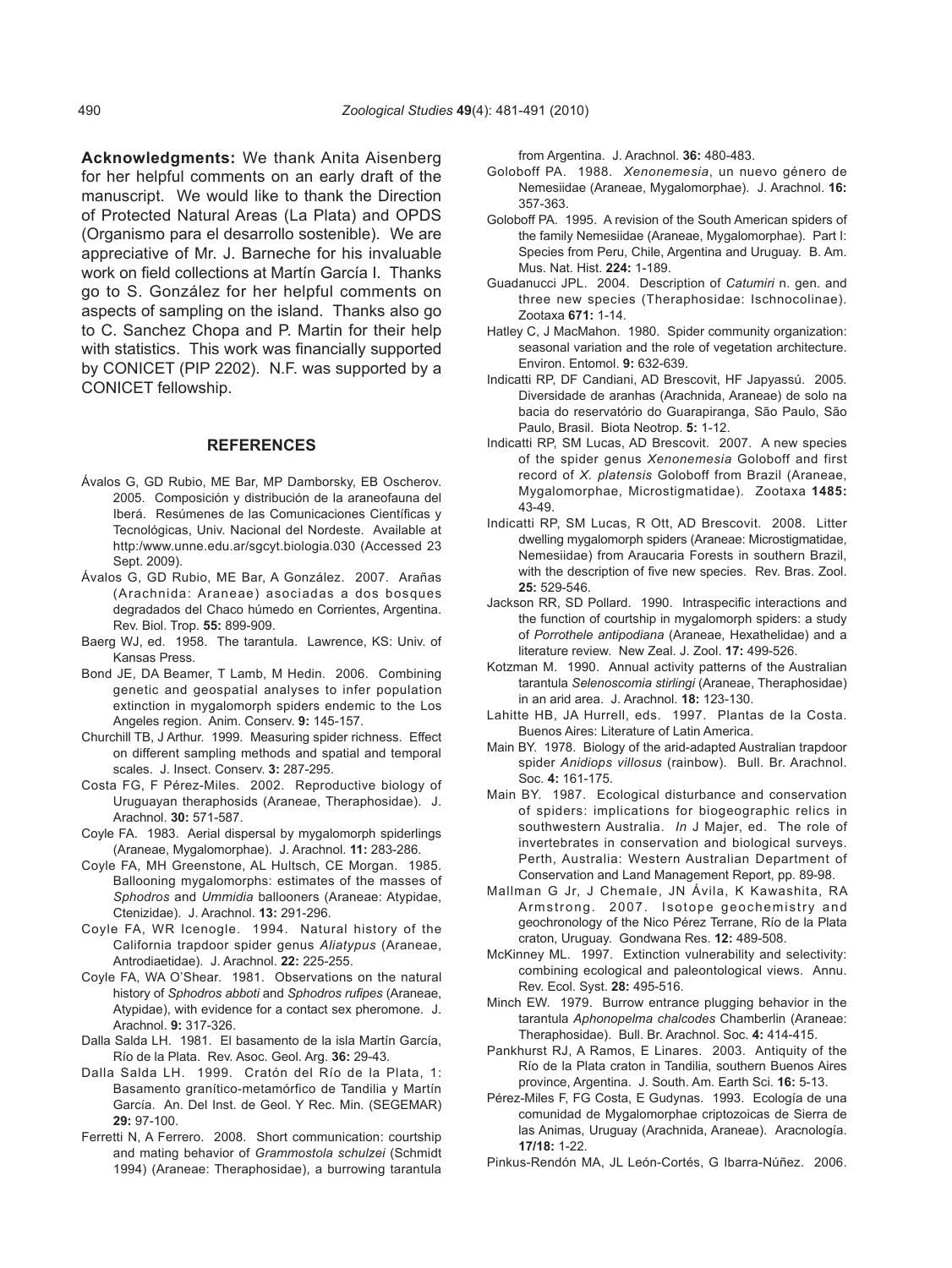**Acknowledgments:** We thank Anita Aisenberg for her helpful comments on an early draft of the manuscript. We would like to thank the Direction of Protected Natural Areas (La Plata) and OPDS (Organismo para el desarrollo sostenible). We are appreciative of Mr. J. Barneche for his invaluable work on field collections at Martín García I. Thanks go to S. González for her helpful comments on aspects of sampling on the island. Thanks also go to C. Sanchez Chopa and P. Martin for their help with statistics. This work was financially supported by CONICET (PIP 2202). N.F. was supported by a CONICET fellowship.

## REFERENCES

Ávalos G, GD Rubio, ME Bar, MP Damborsky, EB Oscherov. 2005. Composición y distribución de la araneofauna del Iberá. Resúmenes de las Comunicaciones Científicas y Tecnológicas, Univ. Nacional del Nordeste. Available at http:/www.unne.edu.ar/sgcyt.biologia.030 (Accessed 23 Sept. 2009).

Ávalos G, GD Rubio, ME Bar, A González. 2007. Arañas (Arachnida: Araneae) asociadas a dos bosques degradados del Chaco húmedo en Corrientes, Argentina. Rev. Biol. Trop. **55:** 899-909.

Baerg WJ, ed. 1958. The tarantula. Lawrence, KS: Univ. of Kansas Press.

Bond JE, DA Beamer, T Lamb, M Hedin. 2006. Combining genetic and geospatial analyses to infer population extinction in mygalomorph spiders endemic to the Los Angeles region. Anim. Conserv. **9:** 145-157.

Churchill TB, J Arthur. 1999. Measuring spider richness. Effect on different sampling methods and spatial and temporal scales. J. Insect. Conserv. **3:** 287-295.

Costa FG, F Pérez-Miles. 2002. Reproductive biology of Uruguayan theraphosids (Araneae, Theraphosidae). J. Arachnol. **30:** 571-587.

Coyle FA. 1983. Aerial dispersal by mygalomorph spiderlings (Araneae, Mygalomorphae). J. Arachnol. **11:** 283-286.

Coyle FA, MH Greenstone, AL Hultsch, CE Morgan. 1985. Ballooning mygalomorphs: estimates of the masses of *Sphodros* and *Ummidia* ballooners (Araneae: Atypidae, Ctenizidae). J. Arachnol. **13:** 291-296.

Coyle FA, WR Icenogle. 1994. Natural history of the California trapdoor spider genus *Aliatypus* (Araneae, Antrodiaetidae). J. Arachnol. **22:** 225-255.

Coyle FA, WA O'Shear. 1981. Observations on the natural history of *Sphodros abboti* and *Sphodros rufipes* (Araneae, Atypidae), with evidence for a contact sex pheromone. J. Arachnol. **9:** 317-326.

Dalla Salda LH. 1981. El basamento de la isla Martín García, Río de la Plata. Rev. Asoc. Geol. Arg. **36:** 29-43.

Dalla Salda LH. 1999. Cratón del Río de la Plata, 1: Basamento granítico-metamórfico de Tandilia y Martín García. An. Del Inst. de Geol. Y Rec. Min. (SEGEMAR) **29:** 97-100.

Ferretti N, A Ferrero. 2008. Short communication: courtship and mating behavior of *Grammostola schulzei* (Schmidt 1994) (Araneae: Theraphosidae), a burrowing tarantula from Argentina. J. Arachnol. **36:** 480-483.

Goloboff PA. 1988. *Xenonemesia*, un nuevo género de Nemesiidae (Araneae, Mygalomorphae). J. Arachnol. **16:** 357-363.

Goloboff PA. 1995. A revision of the South American spiders of the family Nemesiidae (Araneae, Mygalomorphae). Part I: Species from Peru, Chile, Argentina and Uruguay. B. Am. Mus. Nat. Hist. **224:** 1-189.

Guadanucci JPL. 2004. Description of *Catumiri* n. gen. and three new species (Theraphosidae: Ischnocolinae). Zootaxa **671:** 1-14.

Hatley C, J MacMahon. 1980. Spider community organization: seasonal variation and the role of vegetation architecture. Environ. Entomol. **9:** 632-639.

Indicatti RP, DF Candiani, AD Brescovit, HF Japyassú. 2005. Diversidade de aranhas (Arachnida, Araneae) de solo na bacia do reservatório do Guarapiranga, São Paulo, São Paulo, Brasil. Biota Neotrop. **5:** 1-12.

Indicatti RP, SM Lucas, AD Brescovit. 2007. A new species of the spider genus *Xenonemesia* Goloboff and first record of *X. platensis* Goloboff from Brazil (Araneae, Mygalomorphae, Microstigmatidae). Zootaxa **1485:** 43-49.

Indicatti RP, SM Lucas, R Ott, AD Brescovit. 2008. Litter dwelling mygalomorph spiders (Araneae: Microstigmatidae, Nemesiidae) from Araucaria Forests in southern Brazil, with the description of five new species. Rev. Bras. Zool. **25:** 529-546.

Jackson RR, SD Pollard. 1990. Intraspecific interactions and the function of courtship in mygalomorph spiders: a study of *Porrothele antipodiana* (Araneae, Hexathelidae) and a literature review. New Zeal. J. Zool. **17:** 499-526.

Kotzman M. 1990. Annual activity patterns of the Australian tarantula *Selenoscomia stirlingi* (Araneae, Theraphosidae) in an arid area. J. Arachnol. **18:** 123-130.

Lahitte HB, JA Hurrell, eds. 1997. Plantas de la Costa. Buenos Aires: Literature of Latin America.

Main BY. 1978. Biology of the arid-adapted Australian trapdoor spider *Anidiops villosus* (rainbow). Bull. Br. Arachnol. Soc. **4:** 161-175.

Main BY. 1987. Ecological disturbance and conservation of spiders: implications for biogeographic relics in southwestern Australia. *In* J Majer, ed. The role of invertebrates in conservation and biological surveys. Perth, Australia: Western Australian Department of Conservation and Land Management Report, pp. 89-98.

Mallman G Jr, J Chemale, JN Ávila, K Kawashita, RA Armstrong. 2007. Isotope geochemistry and geochronology of the Nico Pérez Terrane, Río de la Plata craton, Uruguay. Gondwana Res. **12:** 489-508.

McKinney ML. 1997. Extinction vulnerability and selectivity: combining ecological and paleontological views. Annu. Rev. Ecol. Syst. **28:** 495-516.

Minch EW. 1979. Burrow entrance plugging behavior in the tarantula *Aphonopelma chalcodes* Chamberlin (Araneae: Theraphosidae). Bull. Br. Arachnol. Soc. **4:** 414-415.

Pankhurst RJ, A Ramos, E Linares. 2003. Antiquity of the Río de la Plata craton in Tandilia, southern Buenos Aires province, Argentina. J. South. Am. Earth Sci. **16:** 5-13.

Pérez-Miles F, FG Costa, E Gudynas. 1993. Ecología de una comunidad de Mygalomorphae criptozoicas de Sierra de las Animas, Uruguay (Arachnida, Araneae). Aracnología. **17/18:** 1-22.

Pinkus-Rendón MA, JL León-Cortés, G Ibarra-Núñez. 2006.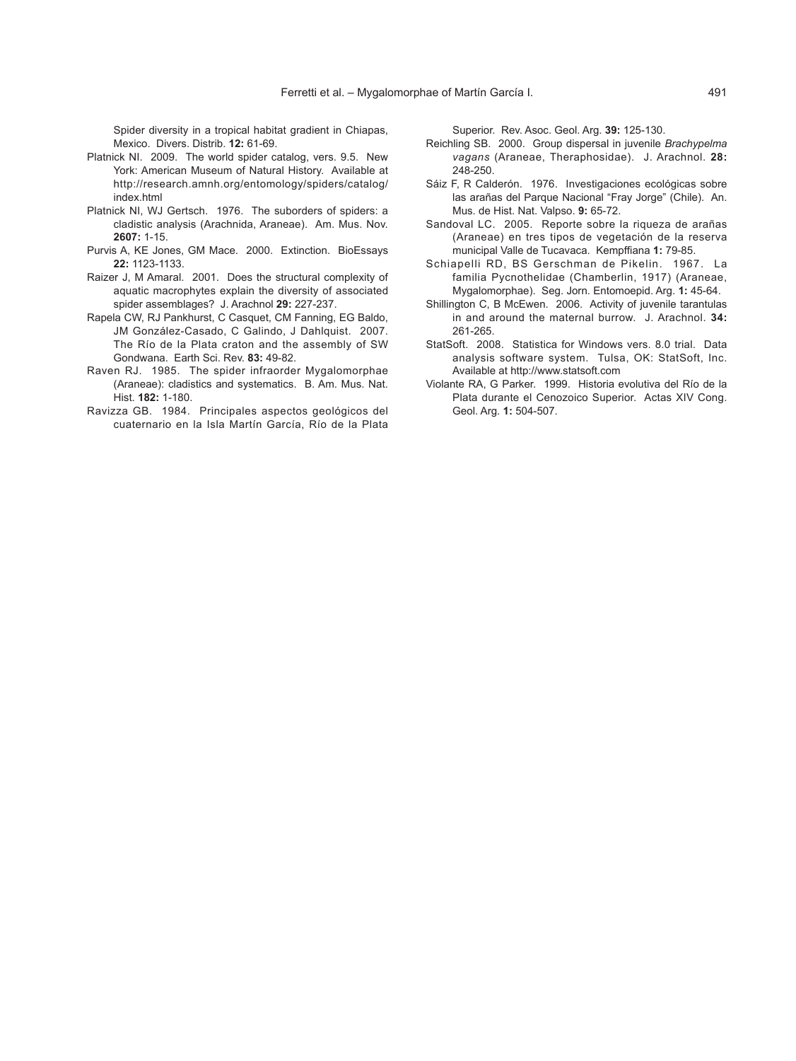Spider diversity in a tropical habitat gradient in Chiapas, Mexico. Divers. Distrib. **12:** 61-69.

Platnick NI. 2009. The world spider catalog, vers. 9.5. New York: American Museum of Natural History. Available at http://research.amnh.org/entomology/spiders/catalog/index.html

Platnick NI, WJ Gertsch. 1976. The suborders of spiders: a cladistic analysis (Arachnida, Araneae). Am. Mus. Nov. **2607:** 1-15.

Purvis A, KE Jones, GM Mace. 2000. Extinction. BioEssays **22:** 1123-1133.

Raizer J, M Amaral. 2001. Does the structural complexity of aquatic macrophytes explain the diversity of associated spider assemblages? J. Arachnol **29:** 227-237.

Rapela CW, RJ Pankhurst, C Casquet, CM Fanning, EG Baldo, JM González-Casado, C Galindo, J Dahlquist. 2007. The Río de la Plata craton and the assembly of SW Gondwana. Earth Sci. Rev. **83:** 49-82.

Raven RJ. 1985. The spider infraorder Mygalomorphae (Araneae): cladistics and systematics. B. Am. Mus. Nat. Hist. **182:** 1-180.

Ravizza GB. 1984. Principales aspectos geológicos del cuaternario en la Isla Martín García, Río de la Plata Superior. Rev. Asoc. Geol. Arg. **39:** 125-130.

Reichling SB. 2000. Group dispersal in juvenile *Brachypelma vagans* (Araneae, Theraphosidae). J. Arachnol. **28:** 248-250.

Sáiz F, R Calderón. 1976. Investigaciones ecológicas sobre las arañas del Parque Nacional "Fray Jorge" (Chile). An. Mus. de Hist. Nat. Valpso. **9:** 65-72.

Sandoval LC. 2005. Reporte sobre la riqueza de arañas (Araneae) en tres tipos de vegetación de la reserva municipal Valle de Tucavaca. Kempffiana **1:** 79-85.

Schiapelli RD, BS Gerschman de Pikelin. 1967. La familia Pycnothelidae (Chamberlin, 1917) (Araneae, Mygalomorphae). Seg. Jorn. Entomoepid. Arg. **1:** 45-64.

Shillington C, B McEwen. 2006. Activity of juvenile tarantulas in and around the maternal burrow. J. Arachnol. **34:** 261-265.

StatSoft. 2008. Statistica for Windows vers. 8.0 trial. Data analysis software system. Tulsa, OK: StatSoft, Inc. Available at http://www.statsoft.com

Violante RA, G Parker. 1999. Historia evolutiva del Río de la Plata durante el Cenozoico Superior. Actas XIV Cong. Geol. Arg. **1:** 504-507.